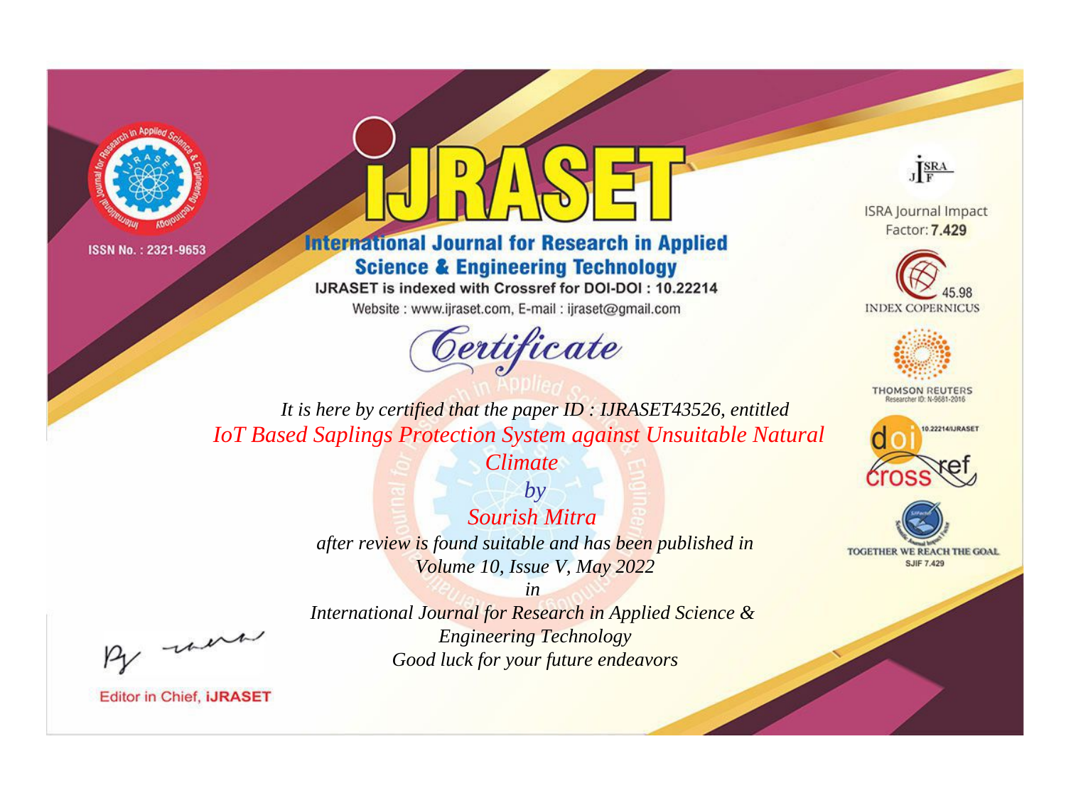ISSN No. : 2321-9653

# IJRASET

## International Journal for Research in Applied Science & Engineering Technology

IJRASET is indexed with Crossref for DOI-DOI : 10.22214

Website : www.ijraset.com, E-mail : ijraset@gmail.com

ISRA Journal Impact Factor: **7.429**

45.98 INDEX COPERNICUS

THOMSON REUTERS Researcher ID: N-9681-2016

10.22214/IJRASET

TOGETHER WE REACH THE GOAL SJIF 7.429

# Certificate

*It is here by certified that the paper ID : IJRASET43526, entitled*

*IoT Based Saplings Protection System against Unsuitable Natural Climate*

*by*

*Sourish Mitra*

*after review is found suitable and has been published in*

*Volume 10, Issue V, May 2022*

*in*

*International Journal for Research in Applied Science & Engineering Technology*

*Good luck for your future endeavors*

Editor in Chief, IJRASET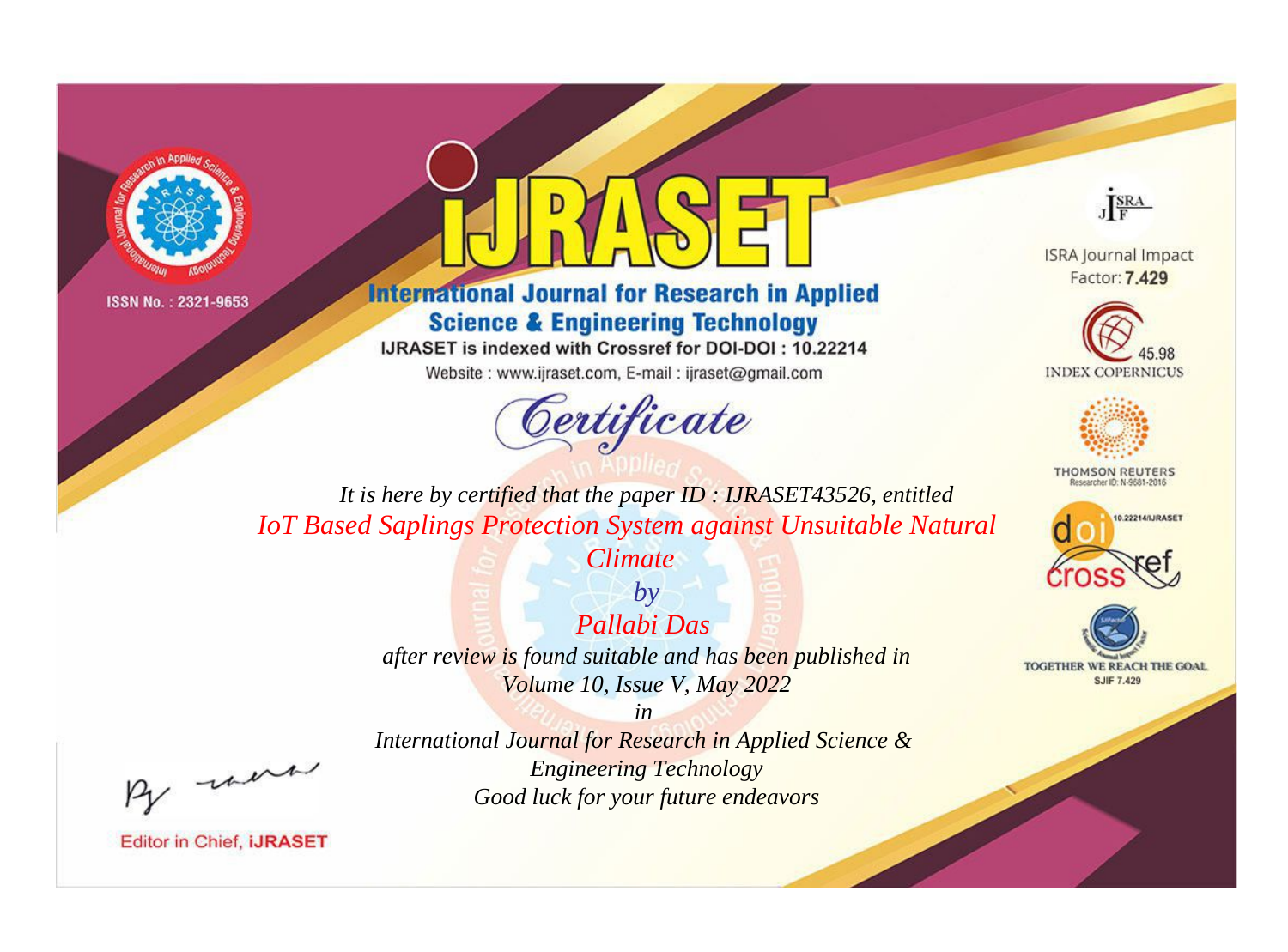ISSN No. : 2321-9653

# iJRASET

## International Journal for Research in Applied Science & Engineering Technology

IJRASET is indexed with Crossref for DOI-DOI : 10.22214

Website : www.ijraset.com, E-mail : ijraset@gmail.com

# Certificate

*It is here by certified that the paper ID : IJRASET43526, entitled*

*IoT Based Saplings Protection System against Unsuitable Natural Climate*

*by*

*Pallabi Das*

*after review is found suitable and has been published in*

*Volume 10, Issue V, May 2022*

*in*

*International Journal for Research in Applied Science & Engineering Technology*

*Good luck for your future endeavors*

ISRA Journal Impact Factor: **7.429**

45.98 INDEX COPERNICUS

THOMSON REUTERS Researcher ID: N-9681-2016

10.22214/IJRASET

TOGETHER WE REACH THE GOAL SJIF 7.429

Editor in Chief, **iJRASET**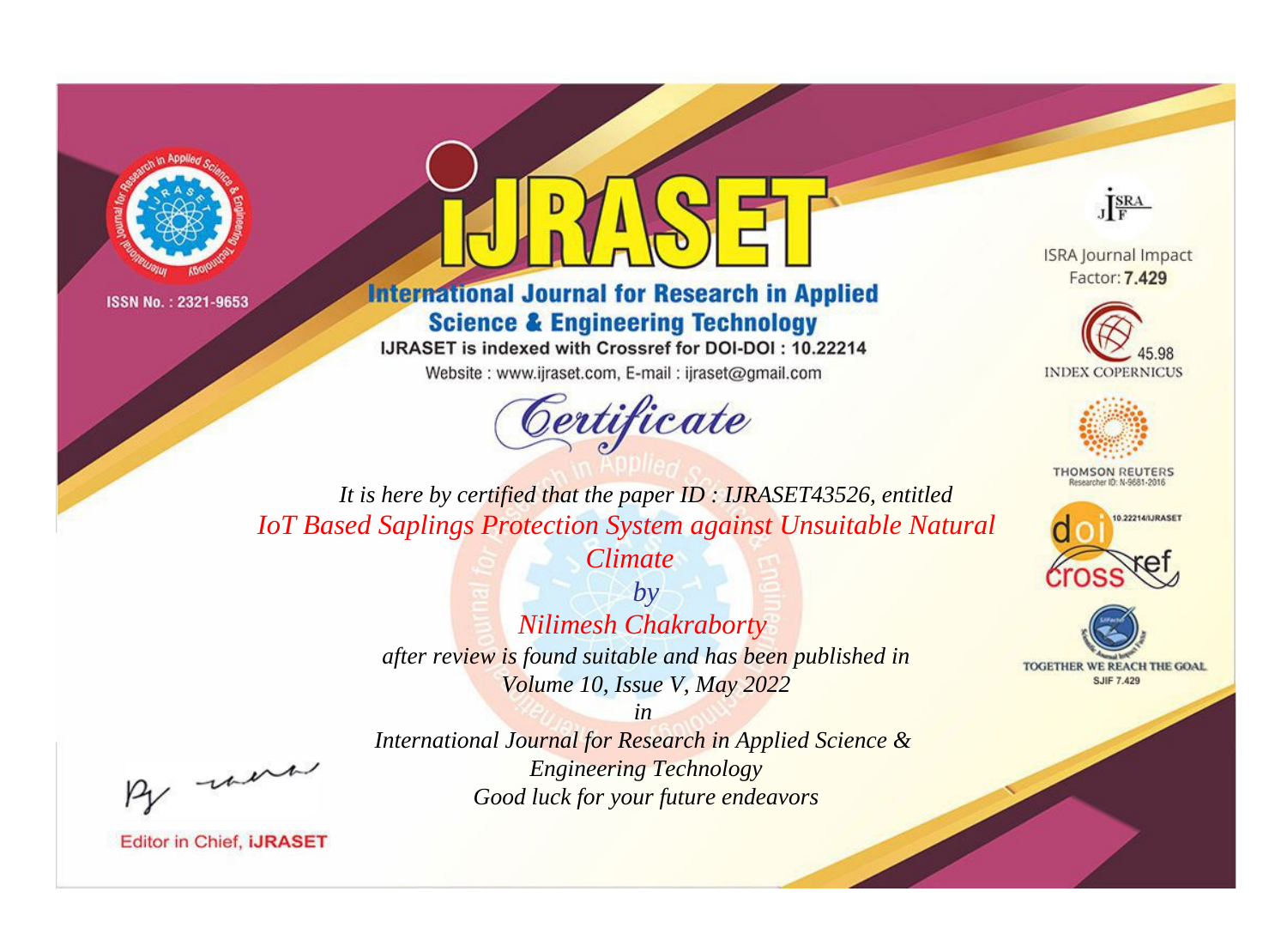ISSN No. : 2321-9653

# iJRASET

## International Journal for Research in Applied Science & Engineering Technology

IJRASET is indexed with Crossref for DOI-DOI : 10.22214

Website : www.ijraset.com, E-mail : ijraset@gmail.com

ISRA Journal Impact Factor: **7.429**

45.98 INDEX COPERNICUS

THOMSON REUTERS Researcher ID: N-9681-2016

10.22214/IJRASET

TOGETHER WE REACH THE GOAL SJIF 7.429

*Certificate*

*It is here by certified that the paper ID : IJRASET43526, entitled*

*IoT Based Saplings Protection System against Unsuitable Natural Climate*

*by*

*Nilimesh Chakraborty*

*after review is found suitable and has been published in*

*Volume 10, Issue V, May 2022*

*in*

*International Journal for Research in Applied Science & Engineering Technology*

*Good luck for your future endeavors*

Editor in Chief, **iJRASET**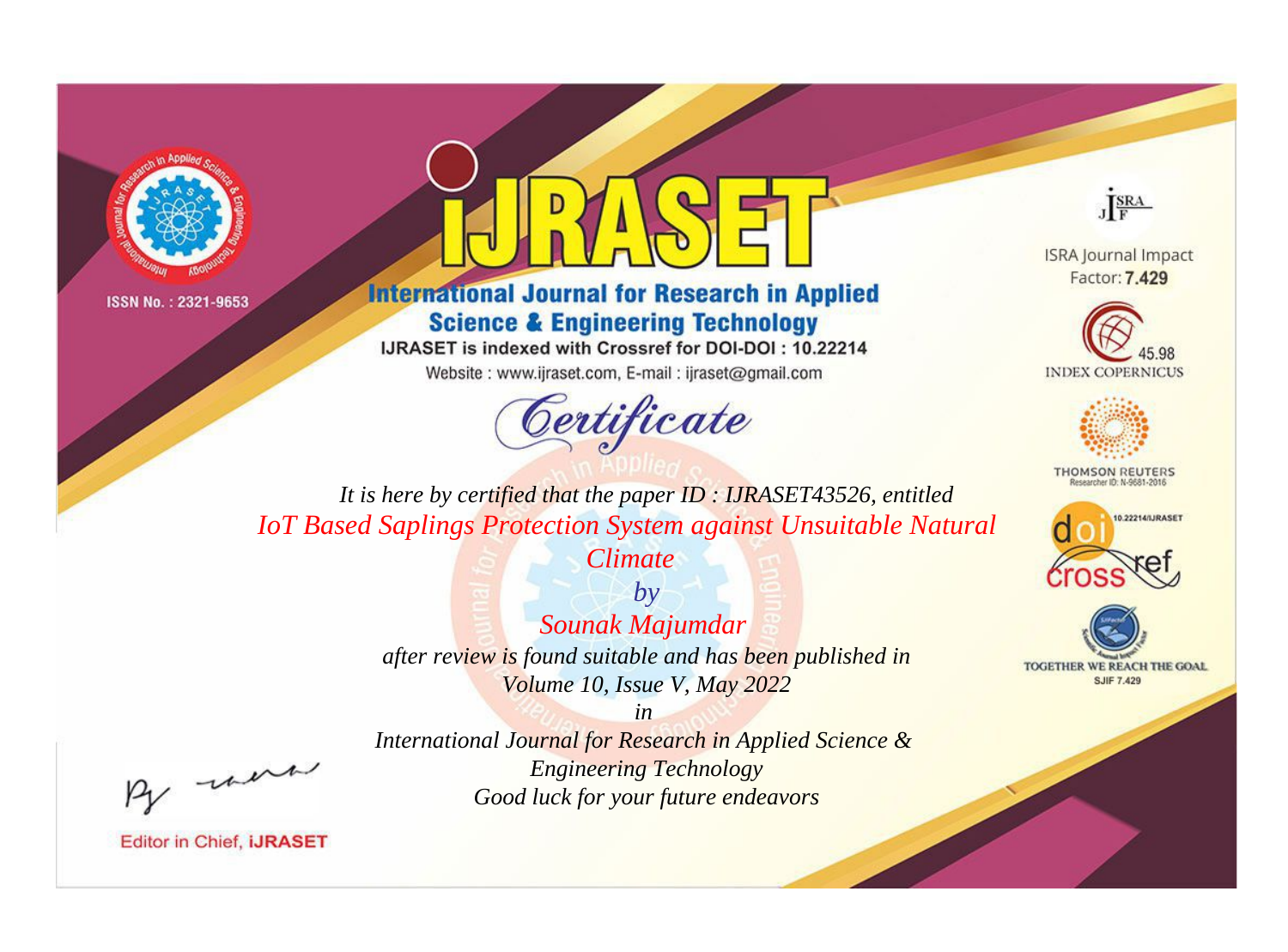ISSN No. : 2321-9653

# iJRASET

## International Journal for Research in Applied Science & Engineering Technology

IJRASET is indexed with Crossref for DOI-DOI : 10.22214

Website : www.ijraset.com, E-mail : ijraset@gmail.com

ISRA Journal Impact Factor: **7.429**

45.98 INDEX COPERNICUS

THOMSON REUTERS Researcher ID: N-9681-2016

10.22214/IJRASET

TOGETHER WE REACH THE GOAL SJIF 7.429

*Certificate*

*It is here by certified that the paper ID : IJRASET43526, entitled*

*IoT Based Saplings Protection System against Unsuitable Natural Climate*

*by*

*Sounak Majumdar*

*after review is found suitable and has been published in*

*Volume 10, Issue V, May 2022*

*in*

*International Journal for Research in Applied Science & Engineering Technology*

*Good luck for your future endeavors*

Editor in Chief, iJRASET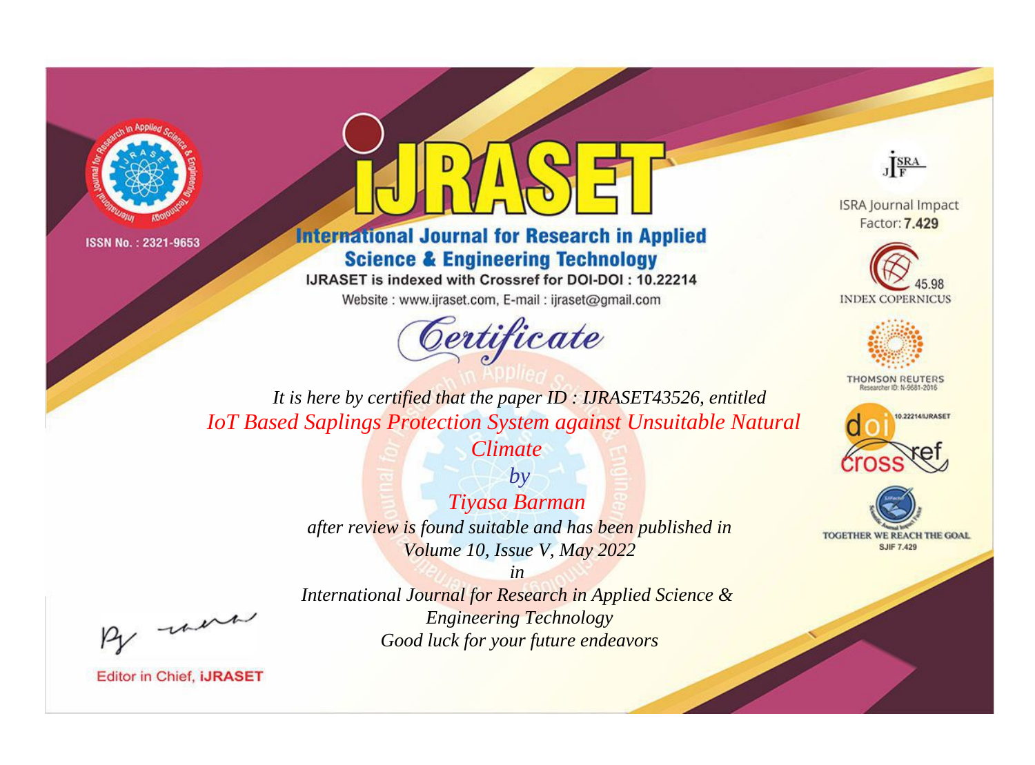ISSN No. : 2321-9653

# iJRASET

## International Journal for Research in Applied Science & Engineering Technology

IJRASET is indexed with Crossref for DOI-DOI : 10.22214

Website : www.ijraset.com, E-mail : ijraset@gmail.com

ISRA Journal Impact Factor: **7.429**

45.98 INDEX COPERNICUS

THOMSON REUTERS Researcher ID: N-9681-2016

10.22214/IJRASET

TOGETHER WE REACH THE GOAL SJIF 7.429

*Certificate*

*It is here by certified that the paper ID : IJRASET43526, entitled*

*IoT Based Saplings Protection System against Unsuitable Natural Climate*

*by*

*Tiyasa Barman*

*after review is found suitable and has been published in*

*Volume 10, Issue V, May 2022*

*in*

*International Journal for Research in Applied Science & Engineering Technology*

*Good luck for your future endeavors*

Editor in Chief, **iJRASET**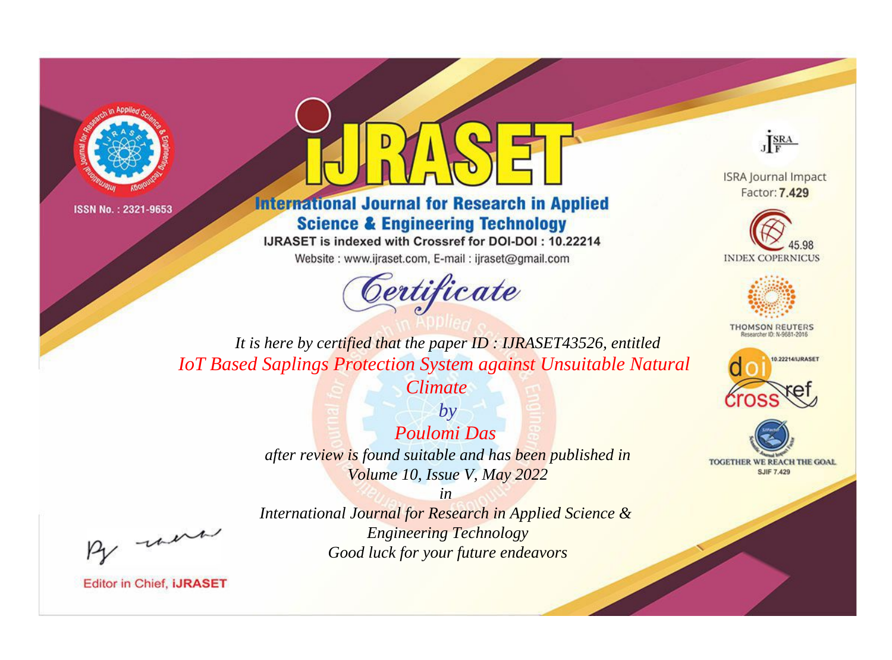ISSN No. : 2321-9653

# International Journal for Research in Applied Science & Engineering Technology

IJRASET is indexed with Crossref for DOI-DOI : 10.22214

Website : www.ijraset.com, E-mail : ijraset@gmail.com

## Certificate

ISRA Journal Impact Factor: **7.429**

45.98 INDEX COPERNICUS

THOMSON REUTERS Researcher ID: N-9681-2016

10.22214/IJRASET

TOGETHER WE REACH THE GOAL SJIF 7.429

*It is here by certified that the paper ID : IJRASET43526, entitled*

*IoT Based Saplings Protection System against Unsuitable Natural Climate*

*by*

*Poulomi Das*

*after review is found suitable and has been published in*

*Volume 10, Issue V, May 2022*

*in*

*International Journal for Research in Applied Science & Engineering Technology*

*Good luck for your future endeavors*

Editor in Chief, **iJRASET**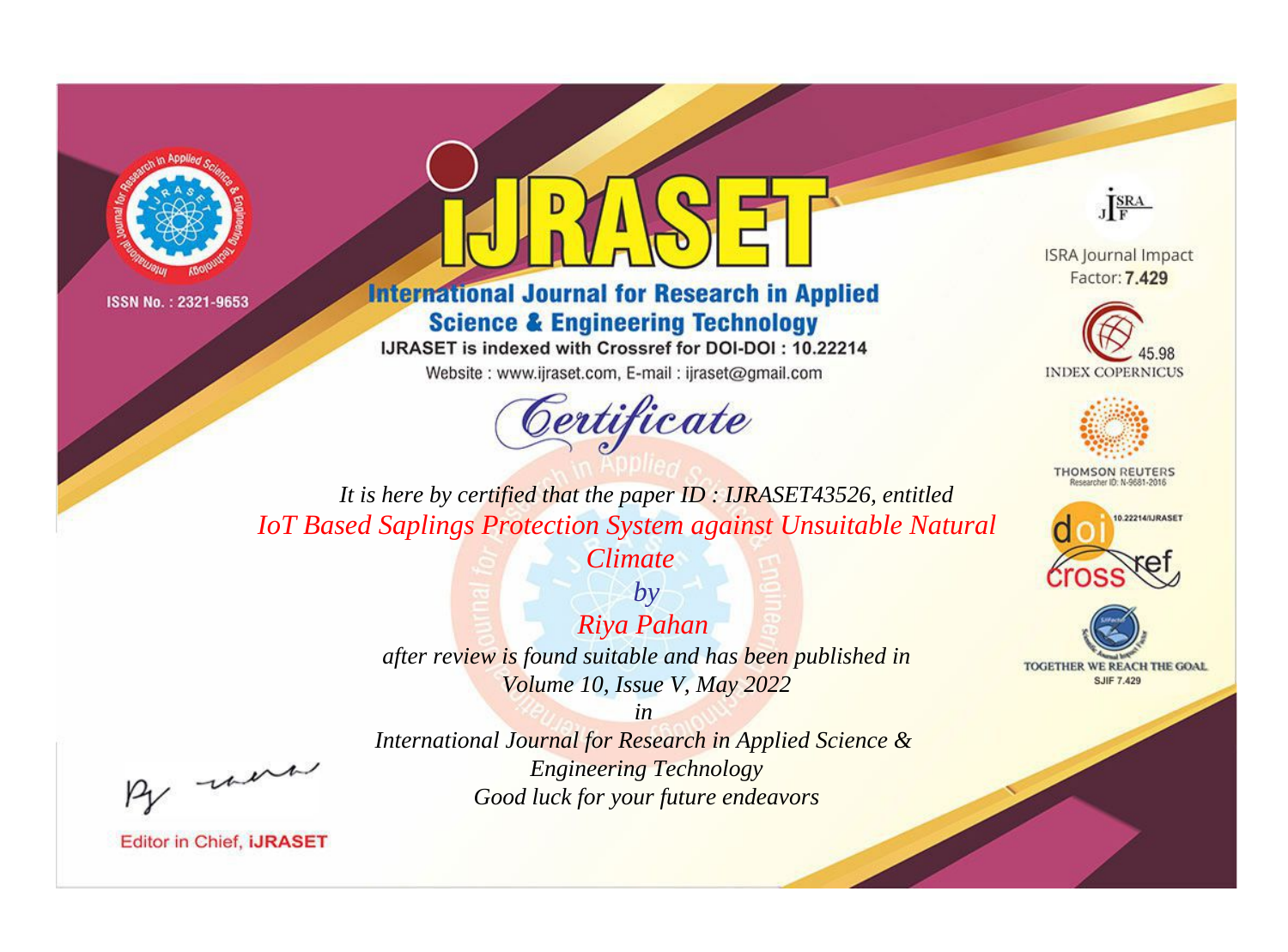ISSN No. : 2321-9653

# iJRASET

## International Journal for Research in Applied Science & Engineering Technology

IJRASET is indexed with Crossref for DOI-DOI : 10.22214

Website : www.ijraset.com, E-mail : ijraset@gmail.com

ISRA Journal Impact Factor: **7.429**

45.98 INDEX COPERNICUS

THOMSON REUTERS Researcher ID: N-9681-2016

10.22214/IJRASET

TOGETHER WE REACH THE GOAL SJIF 7.429

*Certificate*

*It is here by certified that the paper ID : IJRASET43526, entitled*

*IoT Based Saplings Protection System against Unsuitable Natural Climate*

*by*

*Riya Pahan*

*after review is found suitable and has been published in*

*Volume 10, Issue V, May 2022*

*in*

*International Journal for Research in Applied Science & Engineering Technology*

*Good luck for your future endeavors*

Editor in Chief, **iJRASET**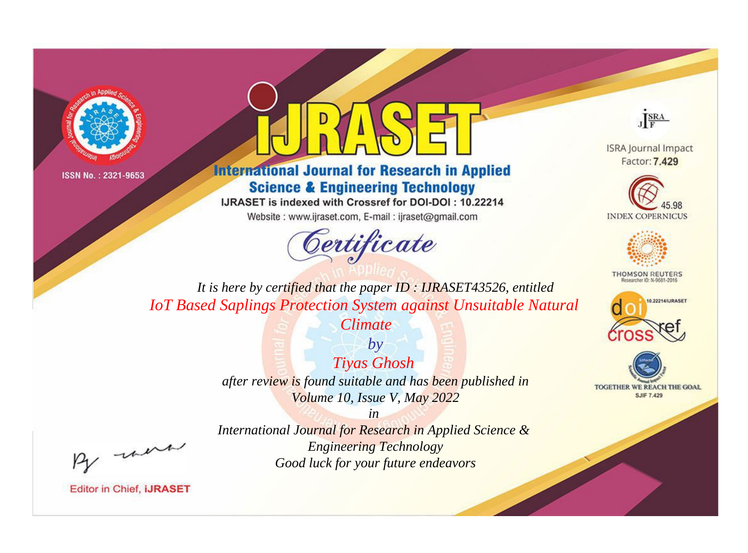ISSN No. : 2321-9653

# iJRASET

## International Journal for Research in Applied Science & Engineering Technology

IJRASET is indexed with Crossref for DOI-DOI : 10.22214

Website : www.ijraset.com, E-mail : ijraset@gmail.com

ISRA Journal Impact Factor: **7.429**

45.98 INDEX COPERNICUS

THOMSON REUTERS Researcher ID: N-9681-2016

10.22214/IJRASET

TOGETHER WE REACH THE GOAL SJIF 7.429

# *Certificate*

*It is here by certified that the paper ID : IJRASET43526, entitled*

*IoT Based Saplings Protection System against Unsuitable Natural Climate*

*by*

*Tiyas Ghosh*

*after review is found suitable and has been published in*

*Volume 10, Issue V, May 2022*

*in*

*International Journal for Research in Applied Science & Engineering Technology*

*Good luck for your future endeavors*

Editor in Chief, **iJRASET**